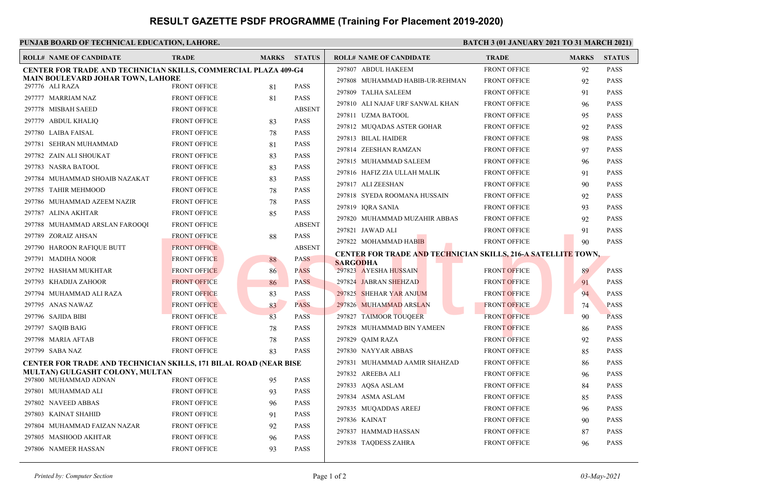# RESULT GAZETTE PSDF PROGRAMME (Training For Placement 2019-2020)

**PUNJAB BOARD OF TECHNICAL EDUCATION, LAHORE.** **BATCH 3 (01 JANUARY 2021 TO 31 MARCH 2021)**

| ROLL# | NAME OF CANDIDATE | TRADE | MARKS | STATUS |
|---|---|---|---|---|
| **CENTER FOR TRADE AND TECHNICIAN SKILLS, COMMERCIAL PLAZA 409-G4 MAIN BOULEVARD JOHAR TOWN, LAHORE** | | | | |
| 297776 | ALI RAZA | FRONT OFFICE | 81 | PASS |
| 297777 | MARRIAM NAZ | FRONT OFFICE | 81 | PASS |
| 297778 | MISBAH SAEED | FRONT OFFICE | | ABSENT |
| 297779 | ABDUL KHALIQ | FRONT OFFICE | 83 | PASS |
| 297780 | LAIBA FAISAL | FRONT OFFICE | 78 | PASS |
| 297781 | SEHRAN MUHAMMAD | FRONT OFFICE | 81 | PASS |
| 297782 | ZAIN ALI SHOUKAT | FRONT OFFICE | 83 | PASS |
| 297783 | NASRA BATOOL | FRONT OFFICE | 83 | PASS |
| 297784 | MUHAMMAD SHOAIB NAZAKAT | FRONT OFFICE | 83 | PASS |
| 297785 | TAHIR MEHMOOD | FRONT OFFICE | 78 | PASS |
| 297786 | MUHAMMAD AZEEM NAZIR | FRONT OFFICE | 78 | PASS |
| 297787 | ALINA AKHTAR | FRONT OFFICE | 85 | PASS |
| 297788 | MUHAMMAD ARSLAN FAROOQI | FRONT OFFICE | | ABSENT |
| 297789 | ZORAIZ AHSAN | FRONT OFFICE | 88 | PASS |
| 297790 | HAROON RAFIQUE BUTT | FRONT OFFICE | | ABSENT |
| 297791 | MADIHA NOOR | FRONT OFFICE | 88 | PASS |
| 297792 | HASHAM MUKHTAR | FRONT OFFICE | 86 | PASS |
| 297793 | KHADIJA ZAHOOR | FRONT OFFICE | 86 | PASS |
| 297794 | MUHAMMAD ALI RAZA | FRONT OFFICE | 83 | PASS |
| 297795 | ANAS NAWAZ | FRONT OFFICE | 83 | PASS |
| 297796 | SAJIDA BIBI | FRONT OFFICE | 83 | PASS |
| 297797 | SAQIB BAIG | FRONT OFFICE | 78 | PASS |
| 297798 | MARIA AFTAB | FRONT OFFICE | 78 | PASS |
| 297799 | SABA NAZ | FRONT OFFICE | 83 | PASS |
| **CENTER FOR TRADE AND TECHNICIAN SKILLS, 171 BILAL ROAD (NEAR BISE MULTAN) GULGASHT COLONY, MULTAN** | | | | |
| 297800 | MUHAMMAD ADNAN | FRONT OFFICE | 95 | PASS |
| 297801 | MUHAMMAD ALI | FRONT OFFICE | 93 | PASS |
| 297802 | NAVEED ABBAS | FRONT OFFICE | 96 | PASS |
| 297803 | KAINAT SHAHID | FRONT OFFICE | 91 | PASS |
| 297804 | MUHAMMAD FAIZAN NAZAR | FRONT OFFICE | 92 | PASS |
| 297805 | MASHOOD AKHTAR | FRONT OFFICE | 96 | PASS |
| 297806 | NAMEER HASSAN | FRONT OFFICE | 93 | PASS |
| 297807 | ABDUL HAKEEM | FRONT OFFICE | 92 | PASS |
| 297808 | MUHAMMAD HABIB-UR-REHMAN | FRONT OFFICE | 92 | PASS |
| 297809 | TALHA SALEEM | FRONT OFFICE | 91 | PASS |
| 297810 | ALI NAJAF URF SANWAL KHAN | FRONT OFFICE | 96 | PASS |
| 297811 | UZMA BATOOL | FRONT OFFICE | 95 | PASS |
| 297812 | MUQADAS ASTER GOHAR | FRONT OFFICE | 92 | PASS |
| 297813 | BILAL HAIDER | FRONT OFFICE | 98 | PASS |
| 297814 | ZEESHAN RAMZAN | FRONT OFFICE | 97 | PASS |
| 297815 | MUHAMMAD SALEEM | FRONT OFFICE | 96 | PASS |
| 297816 | HAFIZ ZIA ULLAH MALIK | FRONT OFFICE | 91 | PASS |
| 297817 | ALI ZEESHAN | FRONT OFFICE | 90 | PASS |
| 297818 | SYEDA ROOMANA HUSSAIN | FRONT OFFICE | 92 | PASS |
| 297819 | IQRA SANIA | FRONT OFFICE | 93 | PASS |
| 297820 | MUHAMMAD MUZAHIR ABBAS | FRONT OFFICE | 92 | PASS |
| 297821 | JAWAD ALI | FRONT OFFICE | 91 | PASS |
| 297822 | MOHAMMAD HABIB | FRONT OFFICE | 90 | PASS |
| **CENTER FOR TRADE AND TECHNICIAN SKILLS, 216-A SATELLITE TOWN, SARGODHA** | | | | |
| 297823 | AYESHA HUSSAIN | FRONT OFFICE | 89 | PASS |
| 297824 | JABRAN SHEHZAD | FRONT OFFICE | 91 | PASS |
| 297825 | SHEHAR YAR ANJUM | FRONT OFFICE | 94 | PASS |
| 297826 | MUHAMMAD ARSLAN | FRONT OFFICE | 74 | PASS |
| 297827 | TAIMOOR TOUQEER | FRONT OFFICE | 90 | PASS |
| 297828 | MUHAMMAD BIN YAMEEN | FRONT OFFICE | 86 | PASS |
| 297829 | QAIM RAZA | FRONT OFFICE | 92 | PASS |
| 297830 | NAYYAR ABBAS | FRONT OFFICE | 85 | PASS |
| 297831 | MUHAMMAD AAMIR SHAHZAD | FRONT OFFICE | 86 | PASS |
| 297832 | AREEBA ALI | FRONT OFFICE | 96 | PASS |
| 297833 | AQSA ASLAM | FRONT OFFICE | 84 | PASS |
| 297834 | ASMA ASLAM | FRONT OFFICE | 85 | PASS |
| 297835 | MUQADDAS AREEJ | FRONT OFFICE | 96 | PASS |
| 297836 | KAINAT | FRONT OFFICE | 90 | PASS |
| 297837 | HAMMAD HASSAN | FRONT OFFICE | 87 | PASS |
| 297838 | TAQDESS ZAHRA | FRONT OFFICE | 96 | PASS |

*Printed by: Computer Section* *03-May-2021*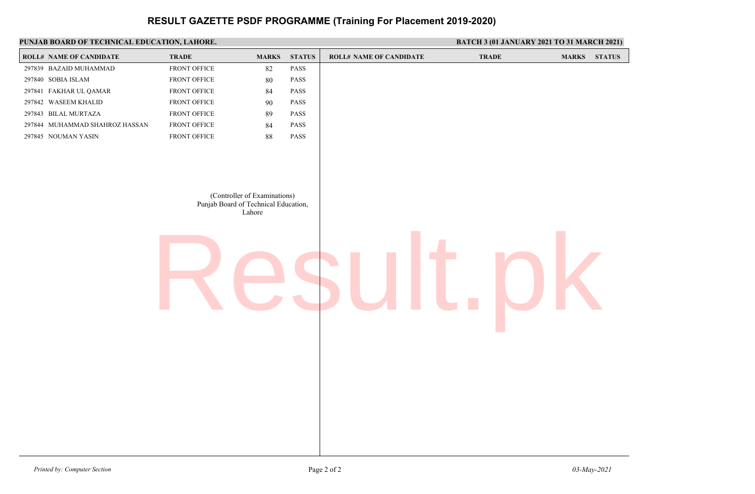# RESULT GAZETTE PSDF PROGRAMME (Training For Placement 2019-2020)

**PUNJAB BOARD OF TECHNICAL EDUCATION, LAHORE.**

**BATCH 3 (01 JANUARY 2021 TO 31 MARCH 2021)**

| ROLL# | NAME OF CANDIDATE | TRADE | MARKS | STATUS |
|---|---|---|---|---|
| 297839 | BAZAID MUHAMMAD | FRONT OFFICE | 82 | PASS |
| 297840 | SOBIA ISLAM | FRONT OFFICE | 80 | PASS |
| 297841 | FAKHAR UL QAMAR | FRONT OFFICE | 84 | PASS |
| 297842 | WASEEM KHALID | FRONT OFFICE | 90 | PASS |
| 297843 | BILAL MURTAZA | FRONT OFFICE | 89 | PASS |
| 297844 | MUHAMMAD SHAHROZ HASSAN | FRONT OFFICE | 84 | PASS |
| 297845 | NOUMAN YASIN | FRONT OFFICE | 88 | PASS |

(Controller of Examinations)
Punjab Board of Technical Education,
Lahore

*Printed by: Computer Section*

*03-May-2021*